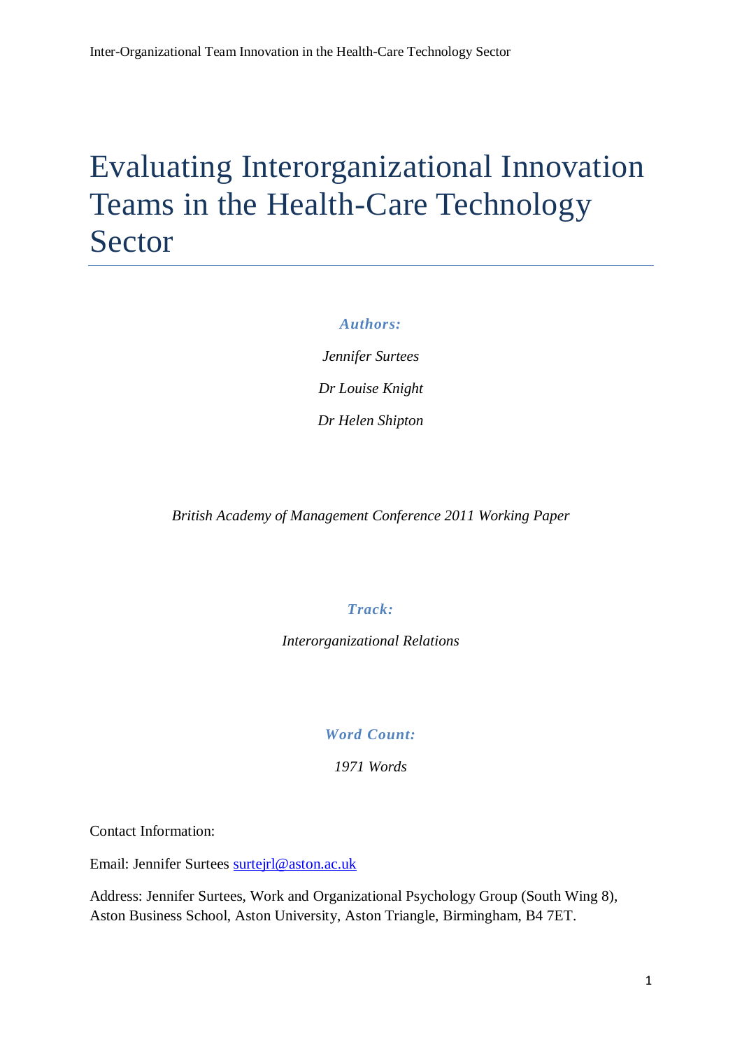# Evaluating Interorganizational Innovation Teams in the Health-Care Technology Sector

***Authors:***

*Jennifer Surtees*

*Dr Louise Knight*

*Dr Helen Shipton*

*British Academy of Management Conference 2011 Working Paper*

***Track:***

*Interorganizational Relations*

***Word Count:***

*1971 Words*

Contact Information:

Email: Jennifer Surtees surtejrl@aston.ac.uk

Address: Jennifer Surtees, Work and Organizational Psychology Group (South Wing 8), Aston Business School, Aston University, Aston Triangle, Birmingham, B4 7ET.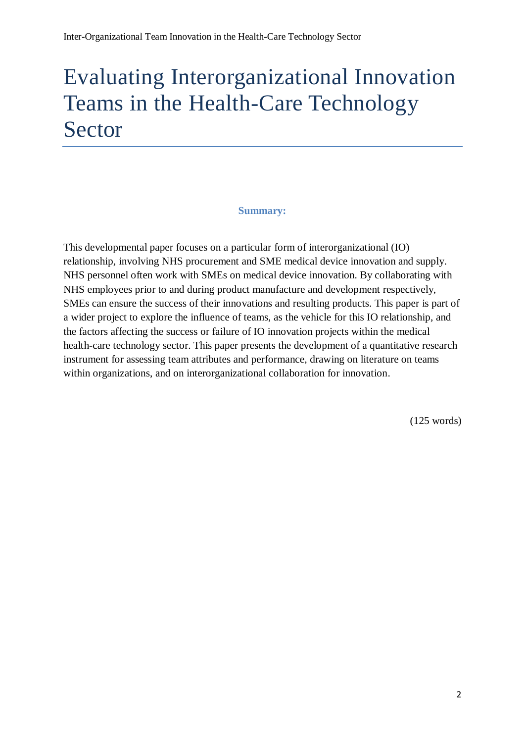# Evaluating Interorganizational Innovation Teams in the Health-Care Technology Sector

**Summary:**

This developmental paper focuses on a particular form of interorganizational (IO) relationship, involving NHS procurement and SME medical device innovation and supply. NHS personnel often work with SMEs on medical device innovation. By collaborating with NHS employees prior to and during product manufacture and development respectively, SMEs can ensure the success of their innovations and resulting products. This paper is part of a wider project to explore the influence of teams, as the vehicle for this IO relationship, and the factors affecting the success or failure of IO innovation projects within the medical health-care technology sector. This paper presents the development of a quantitative research instrument for assessing team attributes and performance, drawing on literature on teams within organizations, and on interorganizational collaboration for innovation.

(125 words)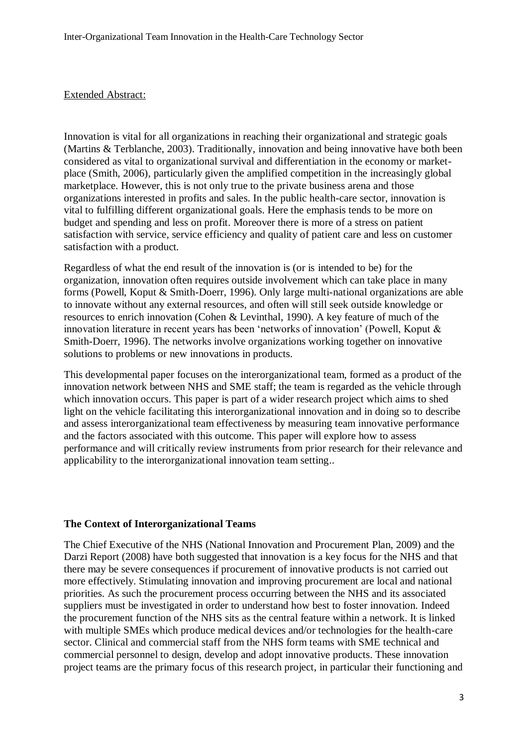Extended Abstract:

Innovation is vital for all organizations in reaching their organizational and strategic goals (Martins & Terblanche, 2003). Traditionally, innovation and being innovative have both been considered as vital to organizational survival and differentiation in the economy or market-place (Smith, 2006), particularly given the amplified competition in the increasingly global marketplace. However, this is not only true to the private business arena and those organizations interested in profits and sales. In the public health-care sector, innovation is vital to fulfilling different organizational goals. Here the emphasis tends to be more on budget and spending and less on profit. Moreover there is more of a stress on patient satisfaction with service, service efficiency and quality of patient care and less on customer satisfaction with a product.

Regardless of what the end result of the innovation is (or is intended to be) for the organization, innovation often requires outside involvement which can take place in many forms (Powell, Koput & Smith-Doerr, 1996). Only large multi-national organizations are able to innovate without any external resources, and often will still seek outside knowledge or resources to enrich innovation (Cohen & Levinthal, 1990). A key feature of much of the innovation literature in recent years has been 'networks of innovation' (Powell, Koput & Smith-Doerr, 1996). The networks involve organizations working together on innovative solutions to problems or new innovations in products.

This developmental paper focuses on the interorganizational team, formed as a product of the innovation network between NHS and SME staff; the team is regarded as the vehicle through which innovation occurs. This paper is part of a wider research project which aims to shed light on the vehicle facilitating this interorganizational innovation and in doing so to describe and assess interorganizational team effectiveness by measuring team innovative performance and the factors associated with this outcome. This paper will explore how to assess performance and will critically review instruments from prior research for their relevance and applicability to the interorganizational innovation team setting..

**The Context of Interorganizational Teams**

The Chief Executive of the NHS (National Innovation and Procurement Plan, 2009) and the Darzi Report (2008) have both suggested that innovation is a key focus for the NHS and that there may be severe consequences if procurement of innovative products is not carried out more effectively. Stimulating innovation and improving procurement are local and national priorities. As such the procurement process occurring between the NHS and its associated suppliers must be investigated in order to understand how best to foster innovation. Indeed the procurement function of the NHS sits as the central feature within a network. It is linked with multiple SMEs which produce medical devices and/or technologies for the health-care sector. Clinical and commercial staff from the NHS form teams with SME technical and commercial personnel to design, develop and adopt innovative products. These innovation project teams are the primary focus of this research project, in particular their functioning and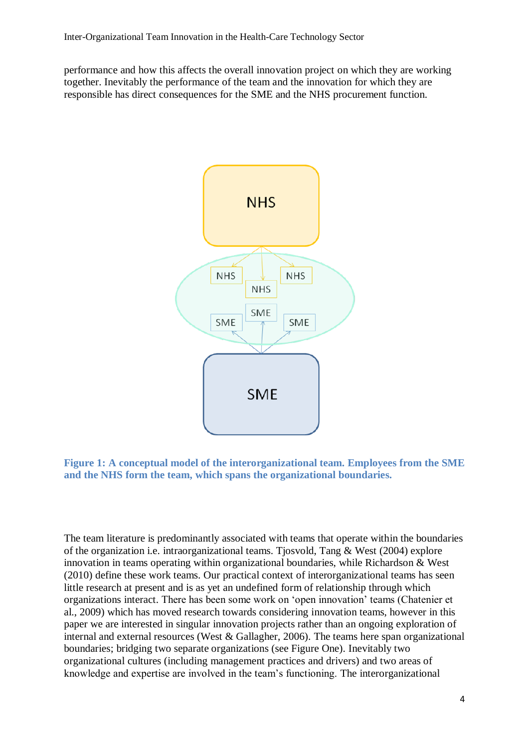performance and how this affects the overall innovation project on which they are working together. Inevitably the performance of the team and the innovation for which they are responsible has direct consequences for the SME and the NHS procurement function.

**Figure 1: A conceptual model of the interorganizational team. Employees from the SME and the NHS form the team, which spans the organizational boundaries.**

The team literature is predominantly associated with teams that operate within the boundaries of the organization i.e. intraorganizational teams. Tjosvold, Tang & West (2004) explore innovation in teams operating within organizational boundaries, while Richardson & West (2010) define these work teams. Our practical context of interorganizational teams has seen little research at present and is as yet an undefined form of relationship through which organizations interact. There has been some work on 'open innovation' teams (Chatenier et al., 2009) which has moved research towards considering innovation teams, however in this paper we are interested in singular innovation projects rather than an ongoing exploration of internal and external resources (West & Gallagher, 2006). The teams here span organizational boundaries; bridging two separate organizations (see Figure One). Inevitably two organizational cultures (including management practices and drivers) and two areas of knowledge and expertise are involved in the team's functioning. The interorganizational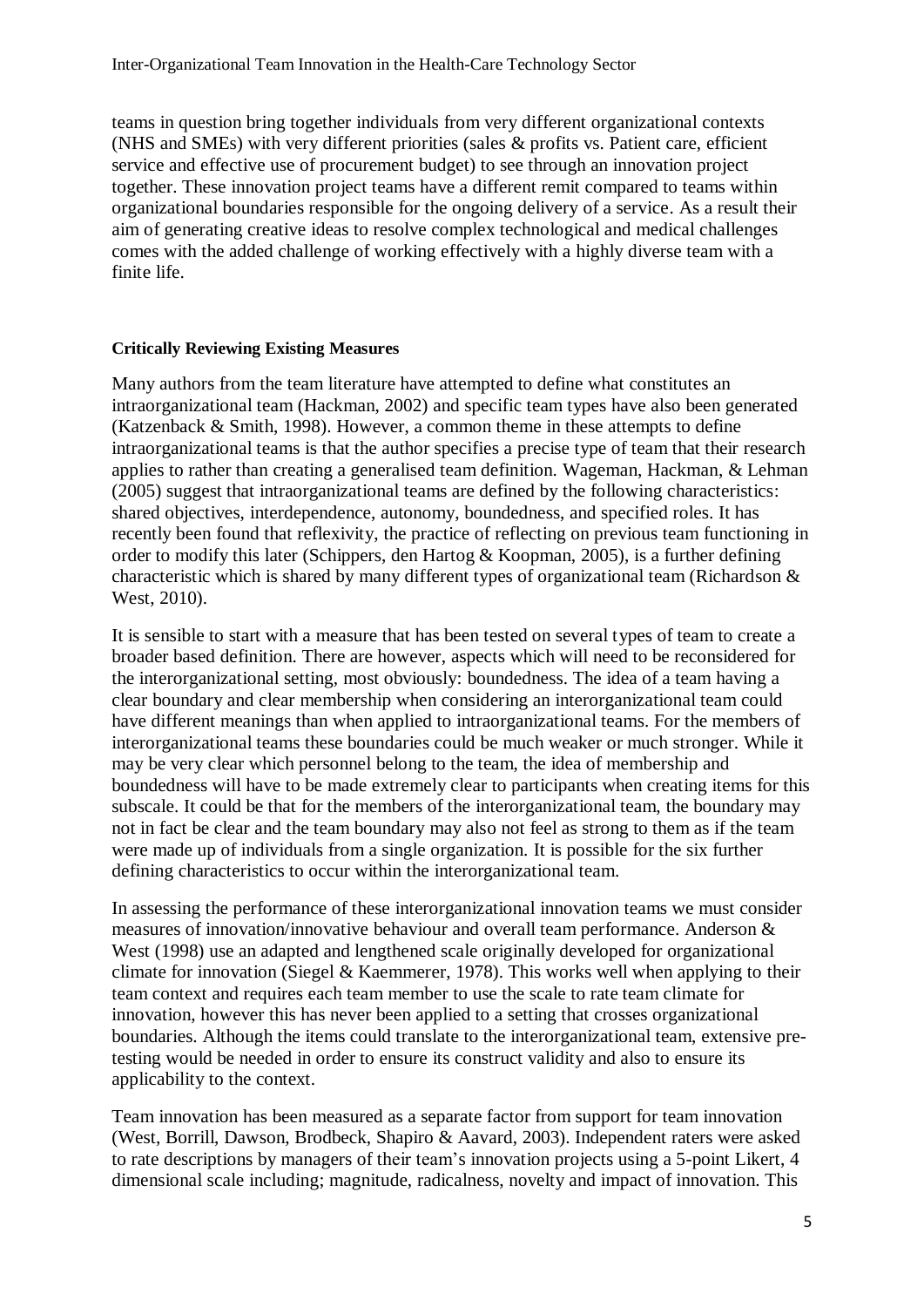teams in question bring together individuals from very different organizational contexts (NHS and SMEs) with very different priorities (sales & profits vs. Patient care, efficient service and effective use of procurement budget) to see through an innovation project together. These innovation project teams have a different remit compared to teams within organizational boundaries responsible for the ongoing delivery of a service. As a result their aim of generating creative ideas to resolve complex technological and medical challenges comes with the added challenge of working effectively with a highly diverse team with a finite life.

**Critically Reviewing Existing Measures**

Many authors from the team literature have attempted to define what constitutes an intraorganizational team (Hackman, 2002) and specific team types have also been generated (Katzenback & Smith, 1998). However, a common theme in these attempts to define intraorganizational teams is that the author specifies a precise type of team that their research applies to rather than creating a generalised team definition. Wageman, Hackman, & Lehman (2005) suggest that intraorganizational teams are defined by the following characteristics: shared objectives, interdependence, autonomy, boundedness, and specified roles. It has recently been found that reflexivity, the practice of reflecting on previous team functioning in order to modify this later (Schippers, den Hartog & Koopman, 2005), is a further defining characteristic which is shared by many different types of organizational team (Richardson & West, 2010).

It is sensible to start with a measure that has been tested on several types of team to create a broader based definition. There are however, aspects which will need to be reconsidered for the interorganizational setting, most obviously: boundedness. The idea of a team having a clear boundary and clear membership when considering an interorganizational team could have different meanings than when applied to intraorganizational teams. For the members of interorganizational teams these boundaries could be much weaker or much stronger. While it may be very clear which personnel belong to the team, the idea of membership and boundedness will have to be made extremely clear to participants when creating items for this subscale. It could be that for the members of the interorganizational team, the boundary may not in fact be clear and the team boundary may also not feel as strong to them as if the team were made up of individuals from a single organization. It is possible for the six further defining characteristics to occur within the interorganizational team.

In assessing the performance of these interorganizational innovation teams we must consider measures of innovation/innovative behaviour and overall team performance. Anderson & West (1998) use an adapted and lengthened scale originally developed for organizational climate for innovation (Siegel & Kaemmerer, 1978). This works well when applying to their team context and requires each team member to use the scale to rate team climate for innovation, however this has never been applied to a setting that crosses organizational boundaries. Although the items could translate to the interorganizational team, extensive pre-testing would be needed in order to ensure its construct validity and also to ensure its applicability to the context.

Team innovation has been measured as a separate factor from support for team innovation (West, Borrill, Dawson, Brodbeck, Shapiro & Aavard, 2003). Independent raters were asked to rate descriptions by managers of their team's innovation projects using a 5-point Likert, 4 dimensional scale including; magnitude, radicalness, novelty and impact of innovation. This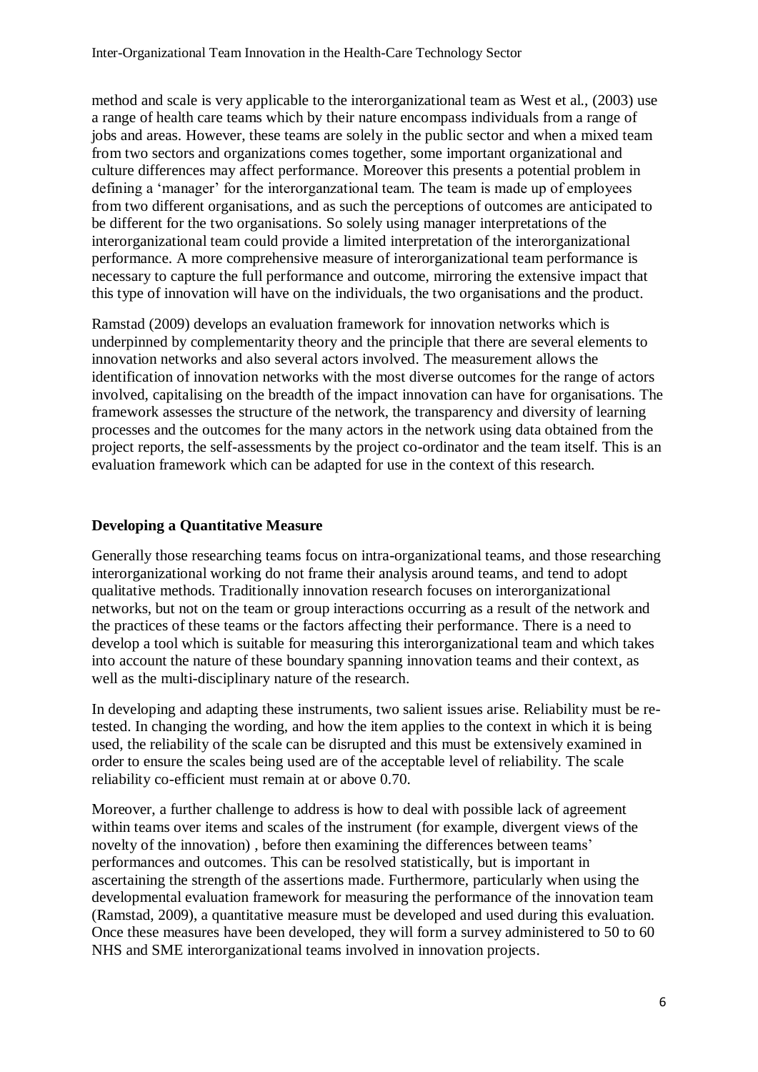method and scale is very applicable to the interorganizational team as West et al., (2003) use a range of health care teams which by their nature encompass individuals from a range of jobs and areas. However, these teams are solely in the public sector and when a mixed team from two sectors and organizations comes together, some important organizational and culture differences may affect performance. Moreover this presents a potential problem in defining a 'manager' for the interorganzational team. The team is made up of employees from two different organisations, and as such the perceptions of outcomes are anticipated to be different for the two organisations. So solely using manager interpretations of the interorganizational team could provide a limited interpretation of the interorganizational performance. A more comprehensive measure of interorganizational team performance is necessary to capture the full performance and outcome, mirroring the extensive impact that this type of innovation will have on the individuals, the two organisations and the product.

Ramstad (2009) develops an evaluation framework for innovation networks which is underpinned by complementarity theory and the principle that there are several elements to innovation networks and also several actors involved. The measurement allows the identification of innovation networks with the most diverse outcomes for the range of actors involved, capitalising on the breadth of the impact innovation can have for organisations. The framework assesses the structure of the network, the transparency and diversity of learning processes and the outcomes for the many actors in the network using data obtained from the project reports, the self-assessments by the project co-ordinator and the team itself. This is an evaluation framework which can be adapted for use in the context of this research.

**Developing a Quantitative Measure**

Generally those researching teams focus on intra-organizational teams, and those researching interorganizational working do not frame their analysis around teams, and tend to adopt qualitative methods. Traditionally innovation research focuses on interorganizational networks, but not on the team or group interactions occurring as a result of the network and the practices of these teams or the factors affecting their performance. There is a need to develop a tool which is suitable for measuring this interorganizational team and which takes into account the nature of these boundary spanning innovation teams and their context, as well as the multi-disciplinary nature of the research.

In developing and adapting these instruments, two salient issues arise. Reliability must be re-tested. In changing the wording, and how the item applies to the context in which it is being used, the reliability of the scale can be disrupted and this must be extensively examined in order to ensure the scales being used are of the acceptable level of reliability. The scale reliability co-efficient must remain at or above 0.70.

Moreover, a further challenge to address is how to deal with possible lack of agreement within teams over items and scales of the instrument (for example, divergent views of the novelty of the innovation) , before then examining the differences between teams' performances and outcomes. This can be resolved statistically, but is important in ascertaining the strength of the assertions made. Furthermore, particularly when using the developmental evaluation framework for measuring the performance of the innovation team (Ramstad, 2009), a quantitative measure must be developed and used during this evaluation. Once these measures have been developed, they will form a survey administered to 50 to 60 NHS and SME interorganizational teams involved in innovation projects.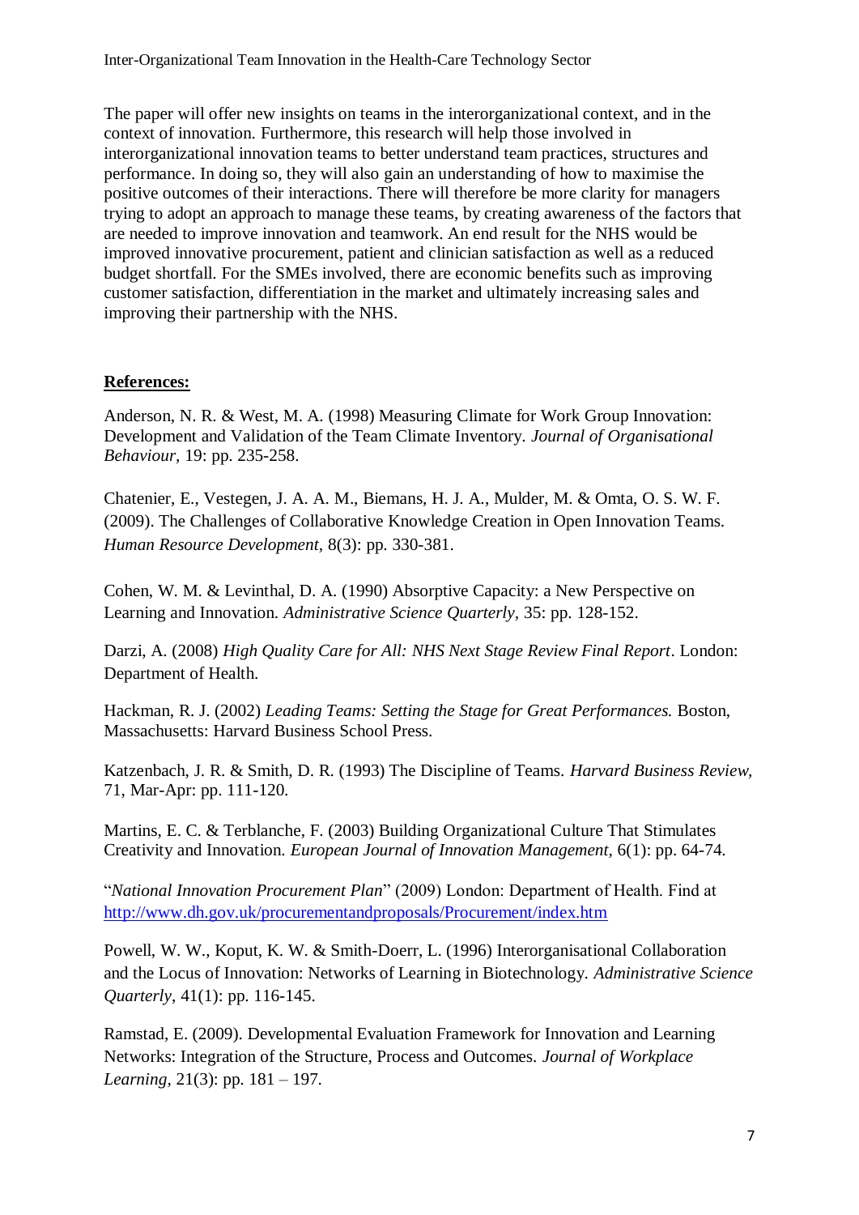The paper will offer new insights on teams in the interorganizational context, and in the context of innovation. Furthermore, this research will help those involved in interorganizational innovation teams to better understand team practices, structures and performance. In doing so, they will also gain an understanding of how to maximise the positive outcomes of their interactions. There will therefore be more clarity for managers trying to adopt an approach to manage these teams, by creating awareness of the factors that are needed to improve innovation and teamwork. An end result for the NHS would be improved innovative procurement, patient and clinician satisfaction as well as a reduced budget shortfall. For the SMEs involved, there are economic benefits such as improving customer satisfaction, differentiation in the market and ultimately increasing sales and improving their partnership with the NHS.

## **References:**

Anderson, N. R. & West, M. A. (1998) Measuring Climate for Work Group Innovation: Development and Validation of the Team Climate Inventory. *Journal of Organisational Behaviour,* 19: pp. 235-258.

Chatenier, E., Vestegen, J. A. A. M., Biemans, H. J. A., Mulder, M. & Omta, O. S. W. F. (2009). The Challenges of Collaborative Knowledge Creation in Open Innovation Teams. *Human Resource Development,* 8(3): pp. 330-381.

Cohen, W. M. & Levinthal, D. A. (1990) Absorptive Capacity: a New Perspective on Learning and Innovation. *Administrative Science Quarterly,* 35: pp. 128-152.

Darzi, A. (2008) *High Quality Care for All: NHS Next Stage Review Final Report*. London: Department of Health.

Hackman, R. J. (2002) *Leading Teams: Setting the Stage for Great Performances.* Boston, Massachusetts: Harvard Business School Press.

Katzenbach, J. R. & Smith, D. R. (1993) The Discipline of Teams. *Harvard Business Review,* 71, Mar-Apr: pp. 111-120.

Martins, E. C. & Terblanche, F. (2003) Building Organizational Culture That Stimulates Creativity and Innovation. *European Journal of Innovation Management,* 6(1): pp. 64-74.

"*National Innovation Procurement Plan*" (2009) London: Department of Health. Find at http://www.dh.gov.uk/procurementandproposals/Procurement/index.htm

Powell, W. W., Koput, K. W. & Smith-Doerr, L. (1996) Interorganisational Collaboration and the Locus of Innovation: Networks of Learning in Biotechnology. *Administrative Science Quarterly*, 41(1): pp. 116-145.

Ramstad, E. (2009). Developmental Evaluation Framework for Innovation and Learning Networks: Integration of the Structure, Process and Outcomes. *Journal of Workplace Learning,* 21(3): pp. 181 – 197.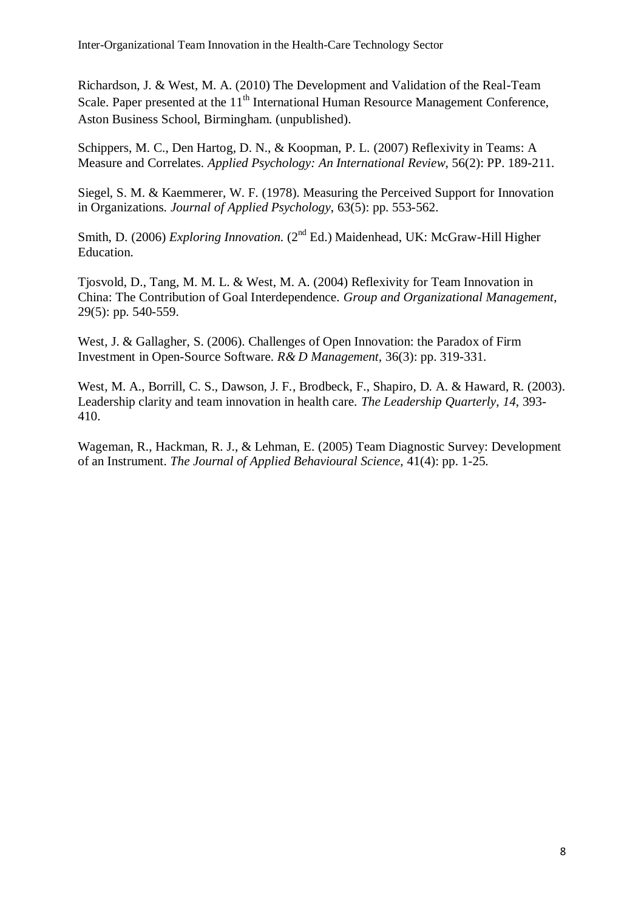Richardson, J. & West, M. A. (2010) The Development and Validation of the Real-Team Scale. Paper presented at the 11th International Human Resource Management Conference, Aston Business School, Birmingham. (unpublished).

Schippers, M. C., Den Hartog, D. N., & Koopman, P. L. (2007) Reflexivity in Teams: A Measure and Correlates. *Applied Psychology: An International Review*, 56(2): PP. 189-211.

Siegel, S. M. & Kaemmerer, W. F. (1978). Measuring the Perceived Support for Innovation in Organizations. *Journal of Applied Psychology*, 63(5): pp. 553-562.

Smith, D. (2006) *Exploring Innovation.* (2nd Ed.) Maidenhead, UK: McGraw-Hill Higher Education.

Tjosvold, D., Tang, M. M. L. & West, M. A. (2004) Reflexivity for Team Innovation in China: The Contribution of Goal Interdependence. *Group and Organizational Management*, 29(5): pp. 540-559.

West, J. & Gallagher, S. (2006). Challenges of Open Innovation: the Paradox of Firm Investment in Open-Source Software. *R& D Management*, 36(3): pp. 319-331.

West, M. A., Borrill, C. S., Dawson, J. F., Brodbeck, F., Shapiro, D. A. & Haward, R. (2003). Leadership clarity and team innovation in health care. *The Leadership Quarterly*, *14*, 393-410.

Wageman, R., Hackman, R. J., & Lehman, E. (2005) Team Diagnostic Survey: Development of an Instrument. *The Journal of Applied Behavioural Science*, 41(4): pp. 1-25.